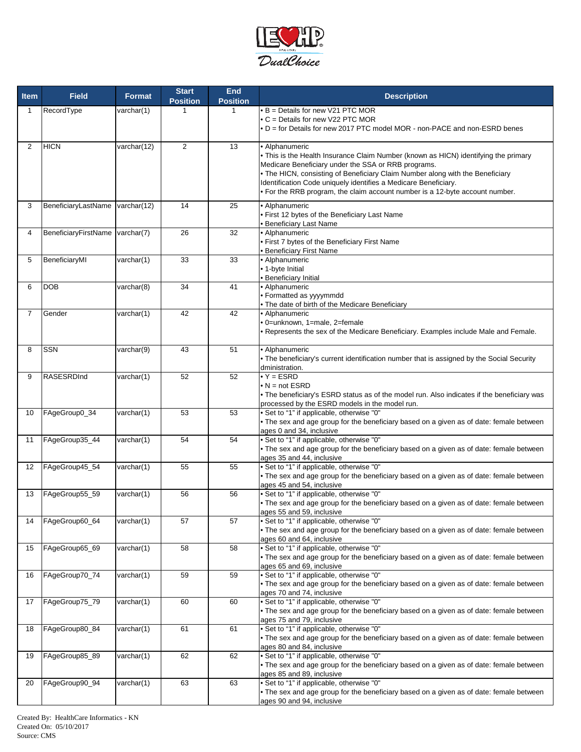| Item | Field | Format | Start Position | End Position | Description |
|---|---|---|---|---|---|
| 1 | RecordType | varchar(1) | 1 | 1 | • B = Details for new V21 PTC MOR<br>• C = Details for new V22 PTC MOR<br>• D = for Details for new 2017 PTC model MOR - non-PACE and non-ESRD benes |
| 2 | HICN | varchar(12) | 2 | 13 | • Alphanumeric<br>• This is the Health Insurance Claim Number (known as HICN) identifying the primary Medicare Beneficiary under the SSA or RRB programs.<br>• The HICN, consisting of Beneficiary Claim Number along with the Beneficiary Identification Code uniquely identifies a Medicare Beneficiary.<br>• For the RRB program, the claim account number is a 12-byte account number. |
| 3 | BeneficiaryLastName | varchar(12) | 14 | 25 | • Alphanumeric<br>• First 12 bytes of the Beneficiary Last Name<br>• Beneficiary Last Name |
| 4 | BeneficiaryFirstName | varchar(7) | 26 | 32 | • Alphanumeric<br>• First 7 bytes of the Beneficiary First Name<br>• Beneficiary First Name |
| 5 | BeneficiaryMI | varchar(1) | 33 | 33 | • Alphanumeric<br>• 1-byte Initial<br>• Beneficiary Initial |
| 6 | DOB | varchar(8) | 34 | 41 | • Alphanumeric<br>• Formatted as yyyymmdd<br>• The date of birth of the Medicare Beneficiary |
| 7 | Gender | varchar(1) | 42 | 42 | • Alphanumeric<br>• 0=unknown, 1=male, 2=female<br>• Represents the sex of the Medicare Beneficiary. Examples include Male and Female. |
| 8 | SSN | varchar(9) | 43 | 51 | • Alphanumeric<br>• The beneficiary's current identification number that is assigned by the Social Security dministration. |
| 9 | RASESRDInd | varchar(1) | 52 | 52 | • Y = ESRD<br>• N = not ESRD<br>• The beneficiary's ESRD status as of the model run. Also indicates if the beneficiary was processed by the ESRD models in the model run. |
| 10 | FAgeGroup0_34 | varchar(1) | 53 | 53 | • Set to "1" if applicable, otherwise "0"<br>• The sex and age group for the beneficiary based on a given as of date: female between ages 0 and 34, inclusive |
| 11 | FAgeGroup35_44 | varchar(1) | 54 | 54 | • Set to "1" if applicable, otherwise "0"<br>• The sex and age group for the beneficiary based on a given as of date: female between ages 35 and 44, inclusive |
| 12 | FAgeGroup45_54 | varchar(1) | 55 | 55 | • Set to "1" if applicable, otherwise "0"<br>• The sex and age group for the beneficiary based on a given as of date: female between ages 45 and 54, inclusive |
| 13 | FAgeGroup55_59 | varchar(1) | 56 | 56 | • Set to "1" if applicable, otherwise "0"<br>• The sex and age group for the beneficiary based on a given as of date: female between ages 55 and 59, inclusive |
| 14 | FAgeGroup60_64 | varchar(1) | 57 | 57 | • Set to "1" if applicable, otherwise "0"<br>• The sex and age group for the beneficiary based on a given as of date: female between ages 60 and 64, inclusive |
| 15 | FAgeGroup65_69 | varchar(1) | 58 | 58 | • Set to "1" if applicable, otherwise "0"<br>• The sex and age group for the beneficiary based on a given as of date: female between ages 65 and 69, inclusive |
| 16 | FAgeGroup70_74 | varchar(1) | 59 | 59 | • Set to "1" if applicable, otherwise "0"<br>• The sex and age group for the beneficiary based on a given as of date: female between ages 70 and 74, inclusive |
| 17 | FAgeGroup75_79 | varchar(1) | 60 | 60 | • Set to "1" if applicable, otherwise "0"<br>• The sex and age group for the beneficiary based on a given as of date: female between ages 75 and 79, inclusive |
| 18 | FAgeGroup80_84 | varchar(1) | 61 | 61 | • Set to "1" if applicable, otherwise "0"<br>• The sex and age group for the beneficiary based on a given as of date: female between ages 80 and 84, inclusive |
| 19 | FAgeGroup85_89 | varchar(1) | 62 | 62 | • Set to "1" if applicable, otherwise "0"<br>• The sex and age group for the beneficiary based on a given as of date: female between ages 85 and 89, inclusive |
| 20 | FAgeGroup90_94 | varchar(1) | 63 | 63 | • Set to "1" if applicable, otherwise "0"<br>• The sex and age group for the beneficiary based on a given as of date: female between ages 90 and 94, inclusive |

Created By: HealthCare Informatics - KN
Created On: 05/10/2017
Source: CMS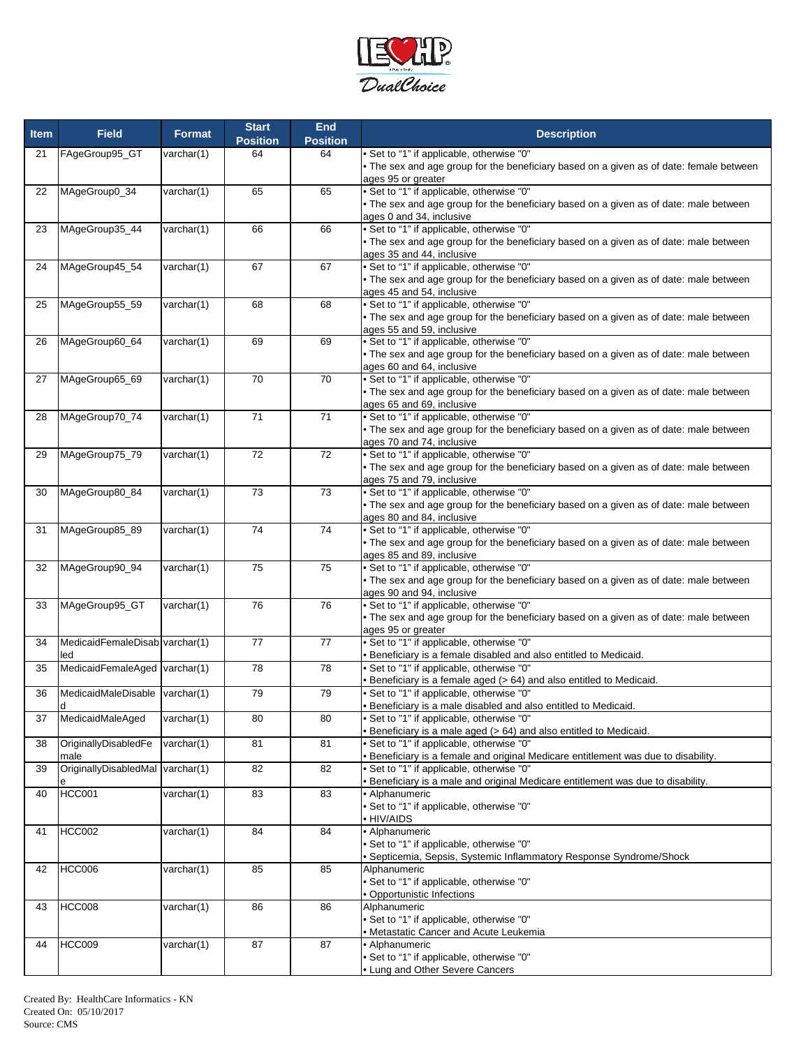| Item | Field | Format | Start Position | End Position | Description |
|---|---|---|---|---|---|
| 21 | FAgeGroup95_GT | varchar(1) | 64 | 64 | • Set to "1" if applicable, otherwise "0"<br>• The sex and age group for the beneficiary based on a given as of date: female between ages 95 or greater |
| 22 | MAgeGroup0_34 | varchar(1) | 65 | 65 | • Set to "1" if applicable, otherwise "0"<br>• The sex and age group for the beneficiary based on a given as of date: male between ages 0 and 34, inclusive |
| 23 | MAgeGroup35_44 | varchar(1) | 66 | 66 | • Set to "1" if applicable, otherwise "0"<br>• The sex and age group for the beneficiary based on a given as of date: male between ages 35 and 44, inclusive |
| 24 | MAgeGroup45_54 | varchar(1) | 67 | 67 | • Set to "1" if applicable, otherwise "0"<br>• The sex and age group for the beneficiary based on a given as of date: male between ages 45 and 54, inclusive |
| 25 | MAgeGroup55_59 | varchar(1) | 68 | 68 | • Set to "1" if applicable, otherwise "0"<br>• The sex and age group for the beneficiary based on a given as of date: male between ages 55 and 59, inclusive |
| 26 | MAgeGroup60_64 | varchar(1) | 69 | 69 | • Set to "1" if applicable, otherwise "0"<br>• The sex and age group for the beneficiary based on a given as of date: male between ages 60 and 64, inclusive |
| 27 | MAgeGroup65_69 | varchar(1) | 70 | 70 | • Set to "1" if applicable, otherwise "0"<br>• The sex and age group for the beneficiary based on a given as of date: male between ages 65 and 69, inclusive |
| 28 | MAgeGroup70_74 | varchar(1) | 71 | 71 | • Set to "1" if applicable, otherwise "0"<br>• The sex and age group for the beneficiary based on a given as of date: male between ages 70 and 74, inclusive |
| 29 | MAgeGroup75_79 | varchar(1) | 72 | 72 | • Set to "1" if applicable, otherwise "0"<br>• The sex and age group for the beneficiary based on a given as of date: male between ages 75 and 79, inclusive |
| 30 | MAgeGroup80_84 | varchar(1) | 73 | 73 | • Set to "1" if applicable, otherwise "0"<br>• The sex and age group for the beneficiary based on a given as of date: male between ages 80 and 84, inclusive |
| 31 | MAgeGroup85_89 | varchar(1) | 74 | 74 | • Set to "1" if applicable, otherwise "0"<br>• The sex and age group for the beneficiary based on a given as of date: male between ages 85 and 89, inclusive |
| 32 | MAgeGroup90_94 | varchar(1) | 75 | 75 | • Set to "1" if applicable, otherwise "0"<br>• The sex and age group for the beneficiary based on a given as of date: male between ages 90 and 94, inclusive |
| 33 | MAgeGroup95_GT | varchar(1) | 76 | 76 | • Set to "1" if applicable, otherwise "0"<br>• The sex and age group for the beneficiary based on a given as of date: male between ages 95 or greater |
| 34 | MedicaidFemaleDisabled | varchar(1) | 77 | 77 | • Set to "1" if applicable, otherwise "0"<br>• Beneficiary is a female disabled and also entitled to Medicaid. |
| 35 | MedicaidFemaleAged | varchar(1) | 78 | 78 | • Set to "1" if applicable, otherwise "0"<br>• Beneficiary is a female aged (> 64) and also entitled to Medicaid. |
| 36 | MedicaidMaleDisabled | varchar(1) | 79 | 79 | • Set to "1" if applicable, otherwise "0"<br>• Beneficiary is a male disabled and also entitled to Medicaid. |
| 37 | MedicaidMaleAged | varchar(1) | 80 | 80 | • Set to "1" if applicable, otherwise "0"<br>• Beneficiary is a male aged (> 64) and also entitled to Medicaid. |
| 38 | OriginallyDisabledFemale | varchar(1) | 81 | 81 | • Set to "1" if applicable, otherwise "0"<br>• Beneficiary is a female and original Medicare entitlement was due to disability. |
| 39 | OriginallyDisabledMale | varchar(1) | 82 | 82 | • Set to "1" if applicable, otherwise "0"<br>• Beneficiary is a male and original Medicare entitlement was due to disability. |
| 40 | HCC001 | varchar(1) | 83 | 83 | • Alphanumeric<br>• Set to "1" if applicable, otherwise "0"<br>• HIV/AIDS |
| 41 | HCC002 | varchar(1) | 84 | 84 | • Alphanumeric<br>• Set to "1" if applicable, otherwise "0"<br>• Septicemia, Sepsis, Systemic Inflammatory Response Syndrome/Shock |
| 42 | HCC006 | varchar(1) | 85 | 85 | Alphanumeric<br>• Set to "1" if applicable, otherwise "0"<br>• Opportunistic Infections |
| 43 | HCC008 | varchar(1) | 86 | 86 | Alphanumeric<br>• Set to "1" if applicable, otherwise "0"<br>• Metastatic Cancer and Acute Leukemia |
| 44 | HCC009 | varchar(1) | 87 | 87 | • Alphanumeric<br>• Set to "1" if applicable, otherwise "0"<br>• Lung and Other Severe Cancers |

Created By: HealthCare Informatics - KN
Created On: 05/10/2017
Source: CMS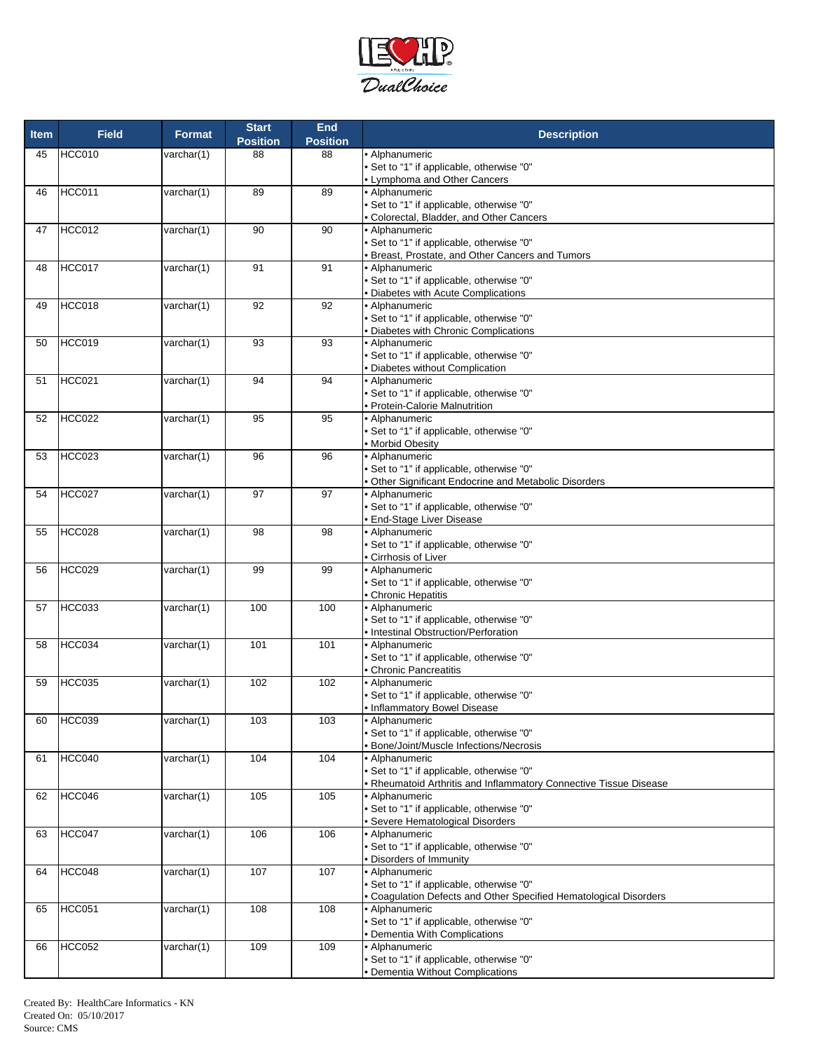| Item | Field | Format | Start Position | End Position | Description |
|---|---|---|---|---|---|
| 45 | HCC010 | varchar(1) | 88 | 88 | • Alphanumeric<br>• Set to "1" if applicable, otherwise "0"<br>• Lymphoma and Other Cancers |
| 46 | HCC011 | varchar(1) | 89 | 89 | • Alphanumeric<br>• Set to "1" if applicable, otherwise "0"<br>• Colorectal, Bladder, and Other Cancers |
| 47 | HCC012 | varchar(1) | 90 | 90 | • Alphanumeric<br>• Set to "1" if applicable, otherwise "0"<br>• Breast, Prostate, and Other Cancers and Tumors |
| 48 | HCC017 | varchar(1) | 91 | 91 | • Alphanumeric<br>• Set to "1" if applicable, otherwise "0"<br>• Diabetes with Acute Complications |
| 49 | HCC018 | varchar(1) | 92 | 92 | • Alphanumeric<br>• Set to "1" if applicable, otherwise "0"<br>• Diabetes with Chronic Complications |
| 50 | HCC019 | varchar(1) | 93 | 93 | • Alphanumeric<br>• Set to "1" if applicable, otherwise "0"<br>• Diabetes without Complication |
| 51 | HCC021 | varchar(1) | 94 | 94 | • Alphanumeric<br>• Set to "1" if applicable, otherwise "0"<br>• Protein-Calorie Malnutrition |
| 52 | HCC022 | varchar(1) | 95 | 95 | • Alphanumeric<br>• Set to "1" if applicable, otherwise "0"<br>• Morbid Obesity |
| 53 | HCC023 | varchar(1) | 96 | 96 | • Alphanumeric<br>• Set to "1" if applicable, otherwise "0"<br>• Other Significant Endocrine and Metabolic Disorders |
| 54 | HCC027 | varchar(1) | 97 | 97 | • Alphanumeric<br>• Set to "1" if applicable, otherwise "0"<br>• End-Stage Liver Disease |
| 55 | HCC028 | varchar(1) | 98 | 98 | • Alphanumeric<br>• Set to "1" if applicable, otherwise "0"<br>• Cirrhosis of Liver |
| 56 | HCC029 | varchar(1) | 99 | 99 | • Alphanumeric<br>• Set to "1" if applicable, otherwise "0"<br>• Chronic Hepatitis |
| 57 | HCC033 | varchar(1) | 100 | 100 | • Alphanumeric<br>• Set to "1" if applicable, otherwise "0"<br>• Intestinal Obstruction/Perforation |
| 58 | HCC034 | varchar(1) | 101 | 101 | • Alphanumeric<br>• Set to "1" if applicable, otherwise "0"<br>• Chronic Pancreatitis |
| 59 | HCC035 | varchar(1) | 102 | 102 | • Alphanumeric<br>• Set to "1" if applicable, otherwise "0"<br>• Inflammatory Bowel Disease |
| 60 | HCC039 | varchar(1) | 103 | 103 | • Alphanumeric<br>• Set to "1" if applicable, otherwise "0"<br>• Bone/Joint/Muscle Infections/Necrosis |
| 61 | HCC040 | varchar(1) | 104 | 104 | • Alphanumeric<br>• Set to "1" if applicable, otherwise "0"<br>• Rheumatoid Arthritis and Inflammatory Connective Tissue Disease |
| 62 | HCC046 | varchar(1) | 105 | 105 | • Alphanumeric<br>• Set to "1" if applicable, otherwise "0"<br>• Severe Hematological Disorders |
| 63 | HCC047 | varchar(1) | 106 | 106 | • Alphanumeric<br>• Set to "1" if applicable, otherwise "0"<br>• Disorders of Immunity |
| 64 | HCC048 | varchar(1) | 107 | 107 | • Alphanumeric<br>• Set to "1" if applicable, otherwise "0"<br>• Coagulation Defects and Other Specified Hematological Disorders |
| 65 | HCC051 | varchar(1) | 108 | 108 | • Alphanumeric<br>• Set to "1" if applicable, otherwise "0"<br>• Dementia With Complications |
| 66 | HCC052 | varchar(1) | 109 | 109 | • Alphanumeric<br>• Set to "1" if applicable, otherwise "0"<br>• Dementia Without Complications |

Created By: HealthCare Informatics - KN
Created On: 05/10/2017
Source: CMS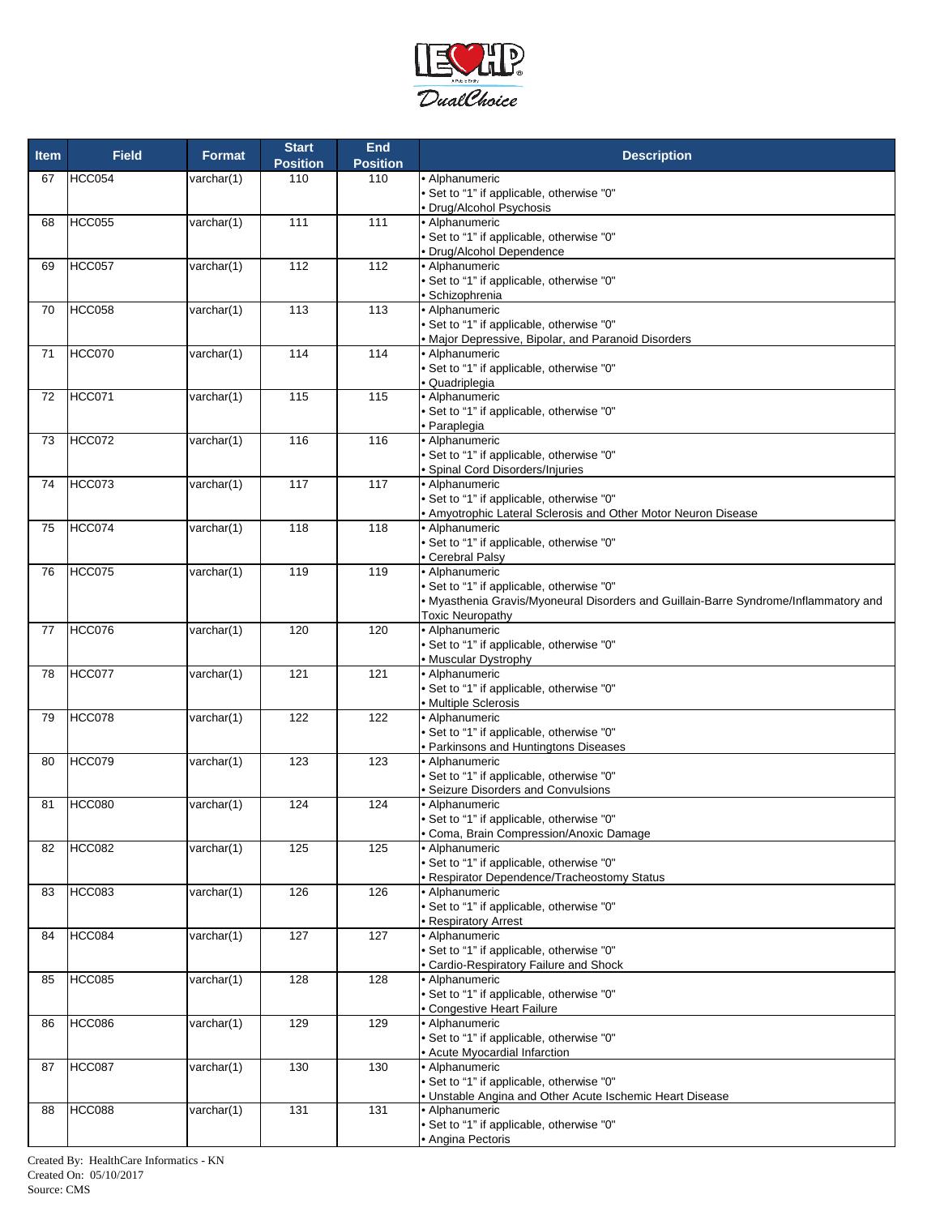| Item | Field | Format | Start Position | End Position | Description |
|---|---|---|---|---|---|
| 67 | HCC054 | varchar(1) | 110 | 110 | • Alphanumeric<br>• Set to "1" if applicable, otherwise "0"<br>• Drug/Alcohol Psychosis |
| 68 | HCC055 | varchar(1) | 111 | 111 | • Alphanumeric<br>• Set to "1" if applicable, otherwise "0"<br>• Drug/Alcohol Dependence |
| 69 | HCC057 | varchar(1) | 112 | 112 | • Alphanumeric<br>• Set to "1" if applicable, otherwise "0"<br>• Schizophrenia |
| 70 | HCC058 | varchar(1) | 113 | 113 | • Alphanumeric<br>• Set to "1" if applicable, otherwise "0"<br>• Major Depressive, Bipolar, and Paranoid Disorders |
| 71 | HCC070 | varchar(1) | 114 | 114 | • Alphanumeric<br>• Set to "1" if applicable, otherwise "0"<br>• Quadriplegia |
| 72 | HCC071 | varchar(1) | 115 | 115 | • Alphanumeric<br>• Set to "1" if applicable, otherwise "0"<br>• Paraplegia |
| 73 | HCC072 | varchar(1) | 116 | 116 | • Alphanumeric<br>• Set to "1" if applicable, otherwise "0"<br>• Spinal Cord Disorders/Injuries |
| 74 | HCC073 | varchar(1) | 117 | 117 | • Alphanumeric<br>• Set to "1" if applicable, otherwise "0"<br>• Amyotrophic Lateral Sclerosis and Other Motor Neuron Disease |
| 75 | HCC074 | varchar(1) | 118 | 118 | • Alphanumeric<br>• Set to "1" if applicable, otherwise "0"<br>• Cerebral Palsy |
| 76 | HCC075 | varchar(1) | 119 | 119 | • Alphanumeric<br>• Set to "1" if applicable, otherwise "0"<br>• Myasthenia Gravis/Myoneural Disorders and Guillain-Barre Syndrome/Inflammatory and Toxic Neuropathy |
| 77 | HCC076 | varchar(1) | 120 | 120 | • Alphanumeric<br>• Set to "1" if applicable, otherwise "0"<br>• Muscular Dystrophy |
| 78 | HCC077 | varchar(1) | 121 | 121 | • Alphanumeric<br>• Set to "1" if applicable, otherwise "0"<br>• Multiple Sclerosis |
| 79 | HCC078 | varchar(1) | 122 | 122 | • Alphanumeric<br>• Set to "1" if applicable, otherwise "0"<br>• Parkinsons and Huntingtons Diseases |
| 80 | HCC079 | varchar(1) | 123 | 123 | • Alphanumeric<br>• Set to "1" if applicable, otherwise "0"<br>• Seizure Disorders and Convulsions |
| 81 | HCC080 | varchar(1) | 124 | 124 | • Alphanumeric<br>• Set to "1" if applicable, otherwise "0"<br>• Coma, Brain Compression/Anoxic Damage |
| 82 | HCC082 | varchar(1) | 125 | 125 | • Alphanumeric<br>• Set to "1" if applicable, otherwise "0"<br>• Respirator Dependence/Tracheostomy Status |
| 83 | HCC083 | varchar(1) | 126 | 126 | • Alphanumeric<br>• Set to "1" if applicable, otherwise "0"<br>• Respiratory Arrest |
| 84 | HCC084 | varchar(1) | 127 | 127 | • Alphanumeric<br>• Set to "1" if applicable, otherwise "0"<br>• Cardio-Respiratory Failure and Shock |
| 85 | HCC085 | varchar(1) | 128 | 128 | • Alphanumeric<br>• Set to "1" if applicable, otherwise "0"<br>• Congestive Heart Failure |
| 86 | HCC086 | varchar(1) | 129 | 129 | • Alphanumeric<br>• Set to "1" if applicable, otherwise "0"<br>• Acute Myocardial Infarction |
| 87 | HCC087 | varchar(1) | 130 | 130 | • Alphanumeric<br>• Set to "1" if applicable, otherwise "0"<br>• Unstable Angina and Other Acute Ischemic Heart Disease |
| 88 | HCC088 | varchar(1) | 131 | 131 | • Alphanumeric<br>• Set to "1" if applicable, otherwise "0"<br>• Angina Pectoris |

Created By: HealthCare Informatics - KN
Created On: 05/10/2017
Source: CMS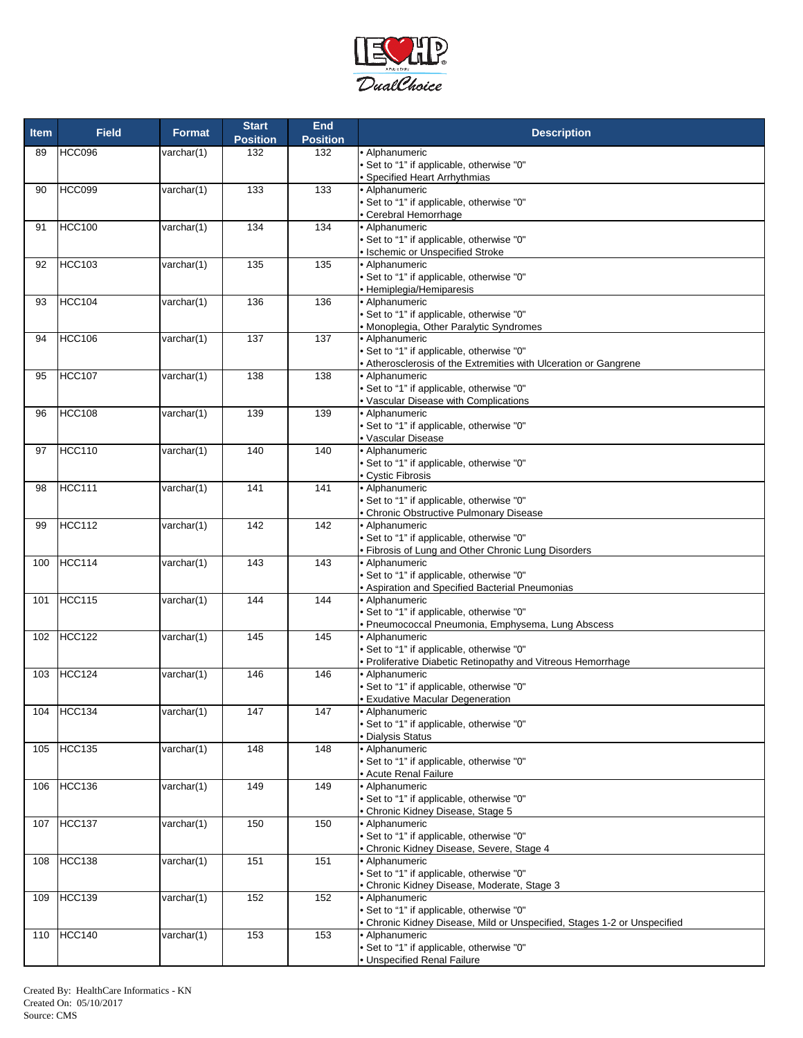| Item | Field | Format | Start Position | End Position | Description |
|---|---|---|---|---|---|
| 89 | HCC096 | varchar(1) | 132 | 132 | • Alphanumeric<br>• Set to "1" if applicable, otherwise "0"<br>• Specified Heart Arrhythmias |
| 90 | HCC099 | varchar(1) | 133 | 133 | • Alphanumeric<br>• Set to "1" if applicable, otherwise "0"<br>• Cerebral Hemorrhage |
| 91 | HCC100 | varchar(1) | 134 | 134 | • Alphanumeric<br>• Set to "1" if applicable, otherwise "0"<br>• Ischemic or Unspecified Stroke |
| 92 | HCC103 | varchar(1) | 135 | 135 | • Alphanumeric<br>• Set to "1" if applicable, otherwise "0"<br>• Hemiplegia/Hemiparesis |
| 93 | HCC104 | varchar(1) | 136 | 136 | • Alphanumeric<br>• Set to "1" if applicable, otherwise "0"<br>• Monoplegia, Other Paralytic Syndromes |
| 94 | HCC106 | varchar(1) | 137 | 137 | • Alphanumeric<br>• Set to "1" if applicable, otherwise "0"<br>• Atherosclerosis of the Extremities with Ulceration or Gangrene |
| 95 | HCC107 | varchar(1) | 138 | 138 | • Alphanumeric<br>• Set to "1" if applicable, otherwise "0"<br>• Vascular Disease with Complications |
| 96 | HCC108 | varchar(1) | 139 | 139 | • Alphanumeric<br>• Set to "1" if applicable, otherwise "0"<br>• Vascular Disease |
| 97 | HCC110 | varchar(1) | 140 | 140 | • Alphanumeric<br>• Set to "1" if applicable, otherwise "0"<br>• Cystic Fibrosis |
| 98 | HCC111 | varchar(1) | 141 | 141 | • Alphanumeric<br>• Set to "1" if applicable, otherwise "0"<br>• Chronic Obstructive Pulmonary Disease |
| 99 | HCC112 | varchar(1) | 142 | 142 | • Alphanumeric<br>• Set to "1" if applicable, otherwise "0"<br>• Fibrosis of Lung and Other Chronic Lung Disorders |
| 100 | HCC114 | varchar(1) | 143 | 143 | • Alphanumeric<br>• Set to "1" if applicable, otherwise "0"<br>• Aspiration and Specified Bacterial Pneumonias |
| 101 | HCC115 | varchar(1) | 144 | 144 | • Alphanumeric<br>• Set to "1" if applicable, otherwise "0"<br>• Pneumococcal Pneumonia, Emphysema, Lung Abscess |
| 102 | HCC122 | varchar(1) | 145 | 145 | • Alphanumeric<br>• Set to "1" if applicable, otherwise "0"<br>• Proliferative Diabetic Retinopathy and Vitreous Hemorrhage |
| 103 | HCC124 | varchar(1) | 146 | 146 | • Alphanumeric<br>• Set to "1" if applicable, otherwise "0"<br>• Exudative Macular Degeneration |
| 104 | HCC134 | varchar(1) | 147 | 147 | • Alphanumeric<br>• Set to "1" if applicable, otherwise "0"<br>• Dialysis Status |
| 105 | HCC135 | varchar(1) | 148 | 148 | • Alphanumeric<br>• Set to "1" if applicable, otherwise "0"<br>• Acute Renal Failure |
| 106 | HCC136 | varchar(1) | 149 | 149 | • Alphanumeric<br>• Set to "1" if applicable, otherwise "0"<br>• Chronic Kidney Disease, Stage 5 |
| 107 | HCC137 | varchar(1) | 150 | 150 | • Alphanumeric<br>• Set to "1" if applicable, otherwise "0"<br>• Chronic Kidney Disease, Severe, Stage 4 |
| 108 | HCC138 | varchar(1) | 151 | 151 | • Alphanumeric<br>• Set to "1" if applicable, otherwise "0"<br>• Chronic Kidney Disease, Moderate, Stage 3 |
| 109 | HCC139 | varchar(1) | 152 | 152 | • Alphanumeric<br>• Set to "1" if applicable, otherwise "0"<br>• Chronic Kidney Disease, Mild or Unspecified, Stages 1-2 or Unspecified |
| 110 | HCC140 | varchar(1) | 153 | 153 | • Alphanumeric<br>• Set to "1" if applicable, otherwise "0"<br>• Unspecified Renal Failure |

Created By: HealthCare Informatics - KN
Created On: 05/10/2017
Source: CMS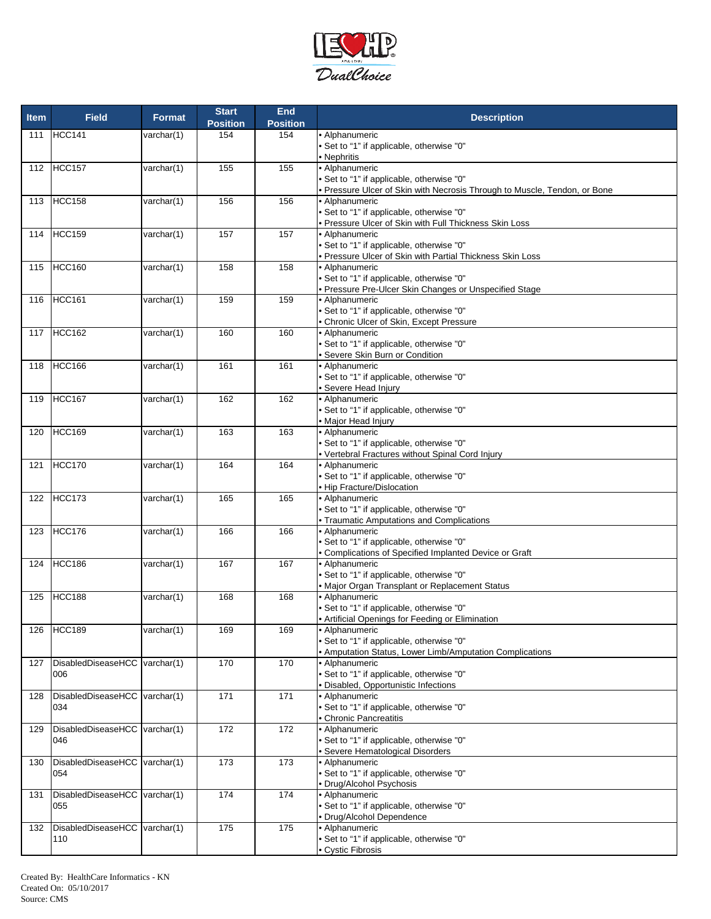| Item | Field | Format | Start Position | End Position | Description |
|---|---|---|---|---|---|
| 111 | HCC141 | varchar(1) | 154 | 154 | • Alphanumeric<br>• Set to “1” if applicable, otherwise "0"<br>• Nephritis |
| 112 | HCC157 | varchar(1) | 155 | 155 | • Alphanumeric<br>• Set to “1” if applicable, otherwise "0"<br>• Pressure Ulcer of Skin with Necrosis Through to Muscle, Tendon, or Bone |
| 113 | HCC158 | varchar(1) | 156 | 156 | • Alphanumeric<br>• Set to “1” if applicable, otherwise "0"<br>• Pressure Ulcer of Skin with Full Thickness Skin Loss |
| 114 | HCC159 | varchar(1) | 157 | 157 | • Alphanumeric<br>• Set to “1” if applicable, otherwise "0"<br>• Pressure Ulcer of Skin with Partial Thickness Skin Loss |
| 115 | HCC160 | varchar(1) | 158 | 158 | • Alphanumeric<br>• Set to “1” if applicable, otherwise "0"<br>• Pressure Pre-Ulcer Skin Changes or Unspecified Stage |
| 116 | HCC161 | varchar(1) | 159 | 159 | • Alphanumeric<br>• Set to “1” if applicable, otherwise "0"<br>• Chronic Ulcer of Skin, Except Pressure |
| 117 | HCC162 | varchar(1) | 160 | 160 | • Alphanumeric<br>• Set to “1” if applicable, otherwise "0"<br>• Severe Skin Burn or Condition |
| 118 | HCC166 | varchar(1) | 161 | 161 | • Alphanumeric<br>• Set to “1” if applicable, otherwise "0"<br>• Severe Head Injury |
| 119 | HCC167 | varchar(1) | 162 | 162 | • Alphanumeric<br>• Set to “1” if applicable, otherwise "0"<br>• Major Head Injury |
| 120 | HCC169 | varchar(1) | 163 | 163 | • Alphanumeric<br>• Set to “1” if applicable, otherwise "0"<br>• Vertebral Fractures without Spinal Cord Injury |
| 121 | HCC170 | varchar(1) | 164 | 164 | • Alphanumeric<br>• Set to “1” if applicable, otherwise "0"<br>• Hip Fracture/Dislocation |
| 122 | HCC173 | varchar(1) | 165 | 165 | • Alphanumeric<br>• Set to “1” if applicable, otherwise "0"<br>• Traumatic Amputations and Complications |
| 123 | HCC176 | varchar(1) | 166 | 166 | • Alphanumeric<br>• Set to “1” if applicable, otherwise "0"<br>• Complications of Specified Implanted Device or Graft |
| 124 | HCC186 | varchar(1) | 167 | 167 | • Alphanumeric<br>• Set to “1” if applicable, otherwise "0"<br>• Major Organ Transplant or Replacement Status |
| 125 | HCC188 | varchar(1) | 168 | 168 | • Alphanumeric<br>• Set to “1” if applicable, otherwise "0"<br>• Artificial Openings for Feeding or Elimination |
| 126 | HCC189 | varchar(1) | 169 | 169 | • Alphanumeric<br>• Set to “1” if applicable, otherwise "0"<br>• Amputation Status, Lower Limb/Amputation Complications |
| 127 | DisabledDiseaseHCC006 | varchar(1) | 170 | 170 | • Alphanumeric<br>• Set to “1” if applicable, otherwise "0"<br>• Disabled, Opportunistic Infections |
| 128 | DisabledDiseaseHCC034 | varchar(1) | 171 | 171 | • Alphanumeric<br>• Set to “1” if applicable, otherwise "0"<br>• Chronic Pancreatitis |
| 129 | DisabledDiseaseHCC046 | varchar(1) | 172 | 172 | • Alphanumeric<br>• Set to “1” if applicable, otherwise "0"<br>• Severe Hematological Disorders |
| 130 | DisabledDiseaseHCC054 | varchar(1) | 173 | 173 | • Alphanumeric<br>• Set to “1” if applicable, otherwise "0"<br>• Drug/Alcohol Psychosis |
| 131 | DisabledDiseaseHCC055 | varchar(1) | 174 | 174 | • Alphanumeric<br>• Set to “1” if applicable, otherwise "0"<br>• Drug/Alcohol Dependence |
| 132 | DisabledDiseaseHCC110 | varchar(1) | 175 | 175 | • Alphanumeric<br>• Set to “1” if applicable, otherwise "0"<br>• Cystic Fibrosis |

Created By: HealthCare Informatics - KN
Created On: 05/10/2017
Source: CMS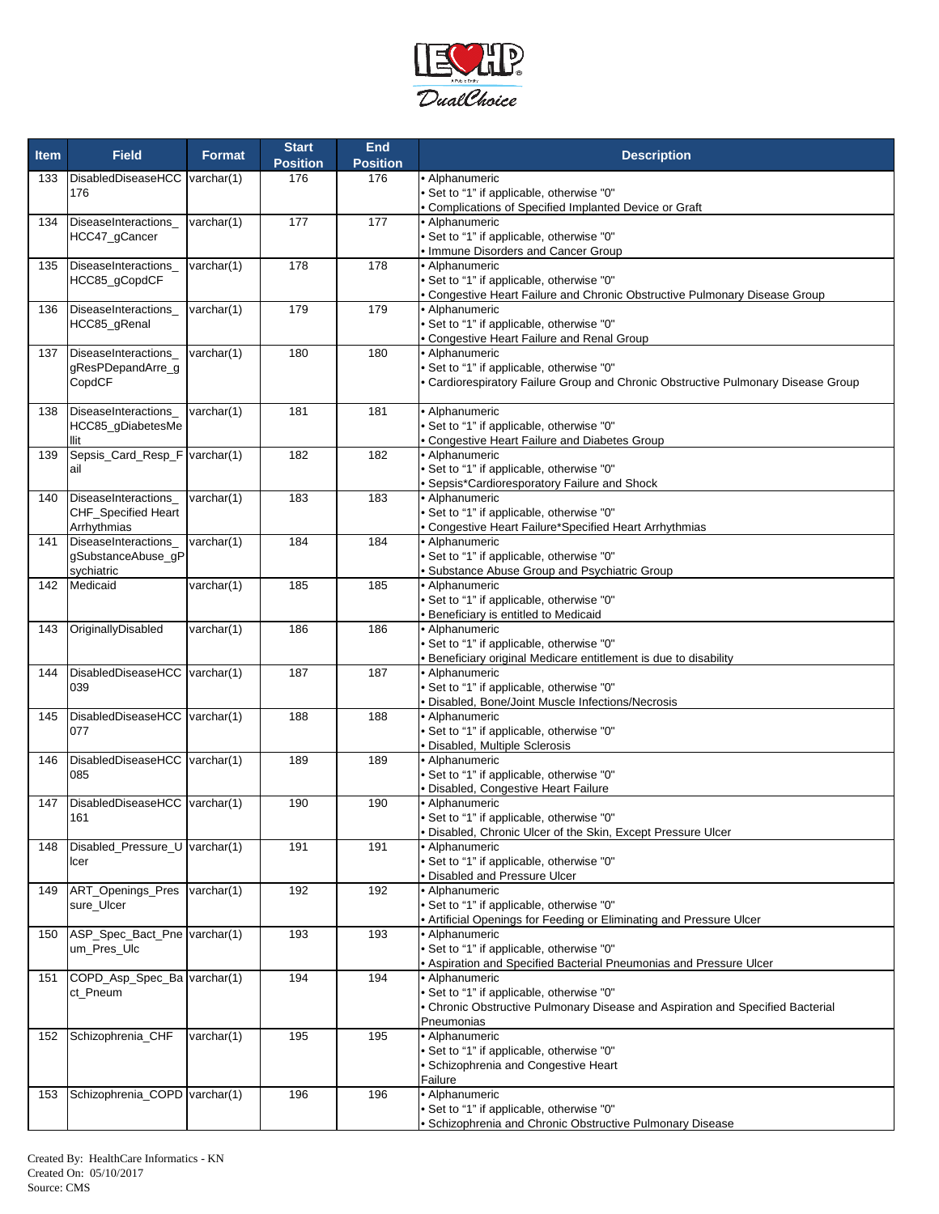| Item | Field | Format | Start Position | End Position | Description |
|---|---|---|---|---|---|
| 133 | DisabledDiseaseHCC176 | varchar(1) | 176 | 176 | • Alphanumeric<br>• Set to “1” if applicable, otherwise "0"<br>• Complications of Specified Implanted Device or Graft |
| 134 | DiseaseInteractions_HCC47_gCancer | varchar(1) | 177 | 177 | • Alphanumeric<br>• Set to “1” if applicable, otherwise "0"<br>• Immune Disorders and Cancer Group |
| 135 | DiseaseInteractions_HCC85_gCopdCF | varchar(1) | 178 | 178 | • Alphanumeric<br>• Set to “1” if applicable, otherwise "0"<br>• Congestive Heart Failure and Chronic Obstructive Pulmonary Disease Group |
| 136 | DiseaseInteractions_HCC85_gRenal | varchar(1) | 179 | 179 | • Alphanumeric<br>• Set to “1” if applicable, otherwise "0"<br>• Congestive Heart Failure and Renal Group |
| 137 | DiseaseInteractions_gResPDepandArre_gCopdCF | varchar(1) | 180 | 180 | • Alphanumeric<br>• Set to “1” if applicable, otherwise "0"<br>• Cardiorespiratory Failure Group and Chronic Obstructive Pulmonary Disease Group |
| 138 | DiseaseInteractions_HCC85_gDiabetesMellit | varchar(1) | 181 | 181 | • Alphanumeric<br>• Set to “1” if applicable, otherwise "0"<br>• Congestive Heart Failure and Diabetes Group |
| 139 | Sepsis_Card_Resp_Fail | varchar(1) | 182 | 182 | • Alphanumeric<br>• Set to “1” if applicable, otherwise "0"<br>• Sepsis*Cardiorespiratory Failure and Shock |
| 140 | DiseaseInteractions_CHF_Specified Heart Arrhythmias | varchar(1) | 183 | 183 | • Alphanumeric<br>• Set to “1” if applicable, otherwise "0"<br>• Congestive Heart Failure*Specified Heart Arrhythmias |
| 141 | DiseaseInteractions_gSubstanceAbuse_gPsychiatric | varchar(1) | 184 | 184 | • Alphanumeric<br>• Set to “1” if applicable, otherwise "0"<br>• Substance Abuse Group and Psychiatric Group |
| 142 | Medicaid | varchar(1) | 185 | 185 | • Alphanumeric<br>• Set to “1” if applicable, otherwise "0"<br>• Beneficiary is entitled to Medicaid |
| 143 | OriginallyDisabled | varchar(1) | 186 | 186 | • Alphanumeric<br>• Set to “1” if applicable, otherwise "0"<br>• Beneficiary original Medicare entitlement is due to disability |
| 144 | DisabledDiseaseHCC039 | varchar(1) | 187 | 187 | • Alphanumeric<br>• Set to “1” if applicable, otherwise "0"<br>• Disabled, Bone/Joint Muscle Infections/Necrosis |
| 145 | DisabledDiseaseHCC077 | varchar(1) | 188 | 188 | • Alphanumeric<br>• Set to “1” if applicable, otherwise "0"<br>• Disabled, Multiple Sclerosis |
| 146 | DisabledDiseaseHCC085 | varchar(1) | 189 | 189 | • Alphanumeric<br>• Set to “1” if applicable, otherwise "0"<br>• Disabled, Congestive Heart Failure |
| 147 | DisabledDiseaseHCC161 | varchar(1) | 190 | 190 | • Alphanumeric<br>• Set to “1” if applicable, otherwise "0"<br>• Disabled, Chronic Ulcer of the Skin, Except Pressure Ulcer |
| 148 | Disabled_Pressure_Ulcer | varchar(1) | 191 | 191 | • Alphanumeric<br>• Set to “1” if applicable, otherwise "0"<br>• Disabled and Pressure Ulcer |
| 149 | ART_Openings_Pressure_Ulcer | varchar(1) | 192 | 192 | • Alphanumeric<br>• Set to “1” if applicable, otherwise "0"<br>• Artificial Openings for Feeding or Eliminating and Pressure Ulcer |
| 150 | ASP_Spec_Bact_Pneum_Pres_Ulc | varchar(1) | 193 | 193 | • Alphanumeric<br>• Set to “1” if applicable, otherwise "0"<br>• Aspiration and Specified Bacterial Pneumonias and Pressure Ulcer |
| 151 | COPD_Asp_Spec_Bact_Pneum | varchar(1) | 194 | 194 | • Alphanumeric<br>• Set to “1” if applicable, otherwise "0"<br>• Chronic Obstructive Pulmonary Disease and Aspiration and Specified Bacterial Pneumonias |
| 152 | Schizophrenia_CHF | varchar(1) | 195 | 195 | • Alphanumeric<br>• Set to “1” if applicable, otherwise "0"<br>• Schizophrenia and Congestive Heart Failure |
| 153 | Schizophrenia_COPD | varchar(1) | 196 | 196 | • Alphanumeric<br>• Set to “1” if applicable, otherwise "0"<br>• Schizophrenia and Chronic Obstructive Pulmonary Disease |

Created By: HealthCare Informatics - KN
Created On: 05/10/2017
Source: CMS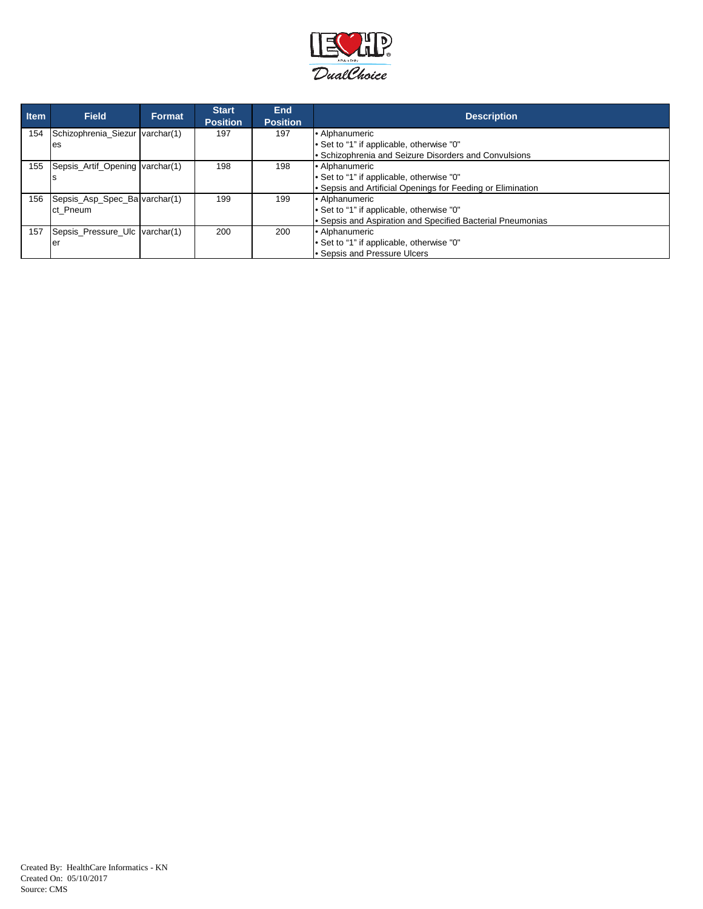| Item | Field | Format | Start Position | End Position | Description |
|---|---|---|---|---|---|
| 154 | Schizophrenia_Siezures | varchar(1) | 197 | 197 | • Alphanumeric<br>• Set to "1" if applicable, otherwise "0"<br>• Schizophrenia and Seizure Disorders and Convulsions |
| 155 | Sepsis_Artif_Openings | varchar(1) | 198 | 198 | • Alphanumeric<br>• Set to "1" if applicable, otherwise "0"<br>• Sepsis and Artificial Openings for Feeding or Elimination |
| 156 | Sepsis_Asp_Spec_Bact_Pneum | varchar(1) | 199 | 199 | • Alphanumeric<br>• Set to "1" if applicable, otherwise "0"<br>• Sepsis and Aspiration and Specified Bacterial Pneumonias |
| 157 | Sepsis_Pressure_Ulcer | varchar(1) | 200 | 200 | • Alphanumeric<br>• Set to "1" if applicable, otherwise "0"<br>• Sepsis and Pressure Ulcers |

Created By: HealthCare Informatics - KN
Created On: 05/10/2017
Source: CMS